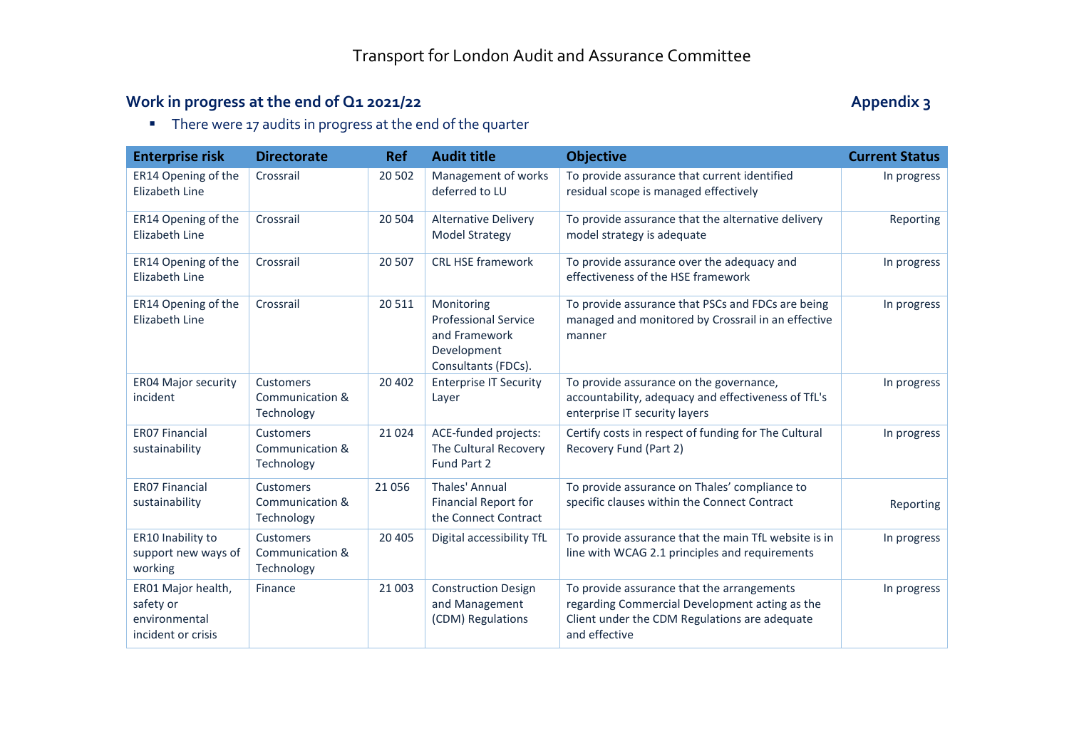# Transport for London Audit and Assurance Committee

## Work in progress at the end of Q1 2021/22

**Appendix 3**

- There were 17 audits in progress at the end of the quarter

| Enterprise risk | Directorate | Ref | Audit title | Objective | Current Status |
|---|---|---|---|---|---|
| ER14 Opening of the Elizabeth Line | Crossrail | 20 502 | Management of works deferred to LU | To provide assurance that current identified residual scope is managed effectively | In progress |
| ER14 Opening of the Elizabeth Line | Crossrail | 20 504 | Alternative Delivery Model Strategy | To provide assurance that the alternative delivery model strategy is adequate | Reporting |
| ER14 Opening of the Elizabeth Line | Crossrail | 20 507 | CRL HSE framework | To provide assurance over the adequacy and effectiveness of the HSE framework | In progress |
| ER14 Opening of the Elizabeth Line | Crossrail | 20 511 | Monitoring Professional Service and Framework Development Consultants (FDCs). | To provide assurance that PSCs and FDCs are being managed and monitored by Crossrail in an effective manner | In progress |
| ER04 Major security incident | Customers Communication & Technology | 20 402 | Enterprise IT Security Layer | To provide assurance on the governance, accountability, adequacy and effectiveness of TfL's enterprise IT security layers | In progress |
| ER07 Financial sustainability | Customers Communication & Technology | 21 024 | ACE-funded projects: The Cultural Recovery Fund Part 2 | Certify costs in respect of funding for The Cultural Recovery Fund (Part 2) | In progress |
| ER07 Financial sustainability | Customers Communication & Technology | 21 056 | Thales' Annual Financial Report for the Connect Contract | To provide assurance on Thales' compliance to specific clauses within the Connect Contract | Reporting |
| ER10 Inability to support new ways of working | Customers Communication & Technology | 20 405 | Digital accessibility TfL | To provide assurance that the main TfL website is in line with WCAG 2.1 principles and requirements | In progress |
| ER01 Major health, safety or environmental incident or crisis | Finance | 21 003 | Construction Design and Management (CDM) Regulations | To provide assurance that the arrangements regarding Commercial Development acting as the Client under the CDM Regulations are adequate and effective | In progress |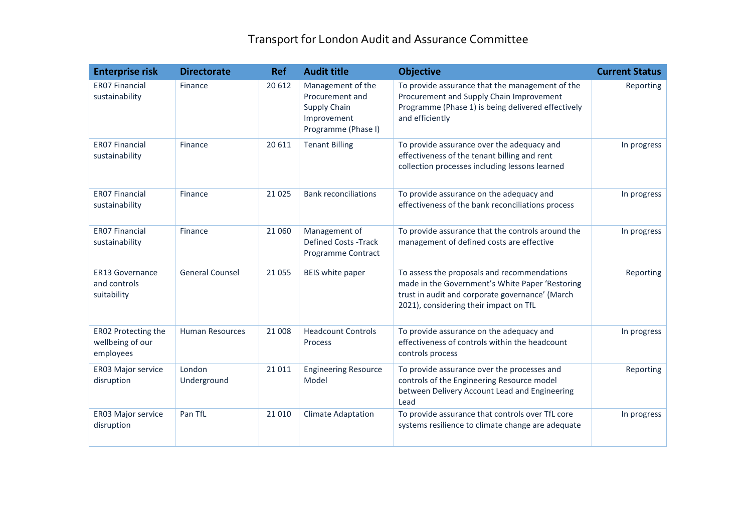# Transport for London Audit and Assurance Committee

| Enterprise risk | Directorate | Ref | Audit title | Objective | Current Status |
|---|---|---|---|---|---|
| ER07 Financial sustainability | Finance | 20 612 | Management of the Procurement and Supply Chain Improvement Programme (Phase I) | To provide assurance that the management of the Procurement and Supply Chain Improvement Programme (Phase 1) is being delivered effectively and efficiently | Reporting |
| ER07 Financial sustainability | Finance | 20 611 | Tenant Billing | To provide assurance over the adequacy and effectiveness of the tenant billing and rent collection processes including lessons learned | In progress |
| ER07 Financial sustainability | Finance | 21 025 | Bank reconciliations | To provide assurance on the adequacy and effectiveness of the bank reconciliations process | In progress |
| ER07 Financial sustainability | Finance | 21 060 | Management of Defined Costs -Track Programme Contract | To provide assurance that the controls around the management of defined costs are effective | In progress |
| ER13 Governance and controls suitability | General Counsel | 21 055 | BEIS white paper | To assess the proposals and recommendations made in the Government's White Paper 'Restoring trust in audit and corporate governance' (March 2021), considering their impact on TfL | Reporting |
| ER02 Protecting the wellbeing of our employees | Human Resources | 21 008 | Headcount Controls Process | To provide assurance on the adequacy and effectiveness of controls within the headcount controls process | In progress |
| ER03 Major service disruption | London Underground | 21 011 | Engineering Resource Model | To provide assurance over the processes and controls of the Engineering Resource model between Delivery Account Lead and Engineering Lead | Reporting |
| ER03 Major service disruption | Pan TfL | 21 010 | Climate Adaptation | To provide assurance that controls over TfL core systems resilience to climate change are adequate | In progress |